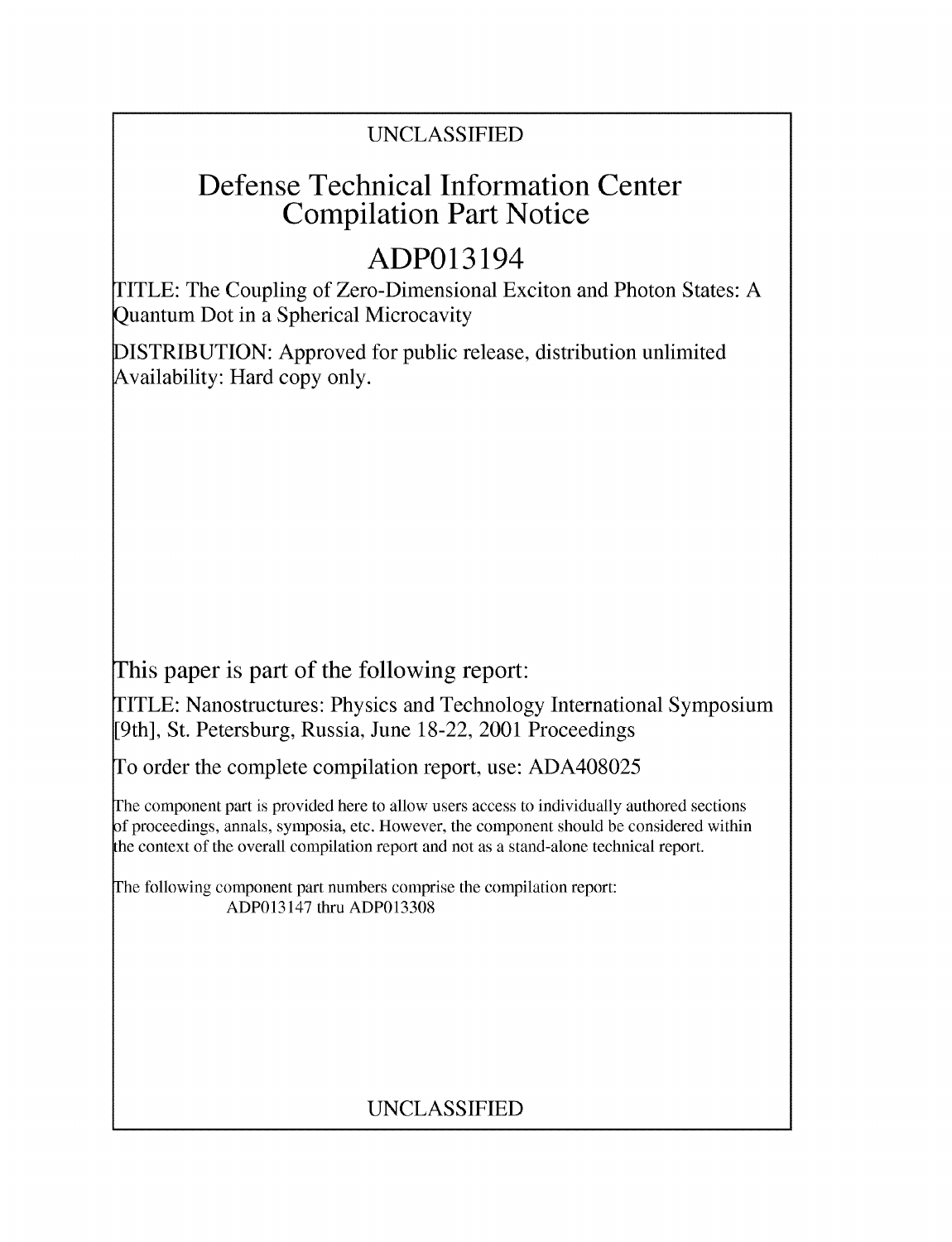UNCLASSIFIED

# Defense Technical Information Center Compilation Part Notice

## ADP013194

TITLE: The Coupling of Zero-Dimensional Exciton and Photon States: A Quantum Dot in a Spherical Microcavity

DISTRIBUTION: Approved for public release, distribution unlimited
Availability: Hard copy only.

This paper is part of the following report:

TITLE: Nanostructures: Physics and Technology International Symposium [9th], St. Petersburg, Russia, June 18-22, 2001 Proceedings

To order the complete compilation report, use: ADA408025

The component part is provided here to allow users access to individually authored sections of proceedings, annals, symposia, etc. However, the component should be considered within the context of the overall compilation report and not as a stand-alone technical report.

The following component part numbers comprise the compilation report:
ADP013147 thru ADP013308

UNCLASSIFIED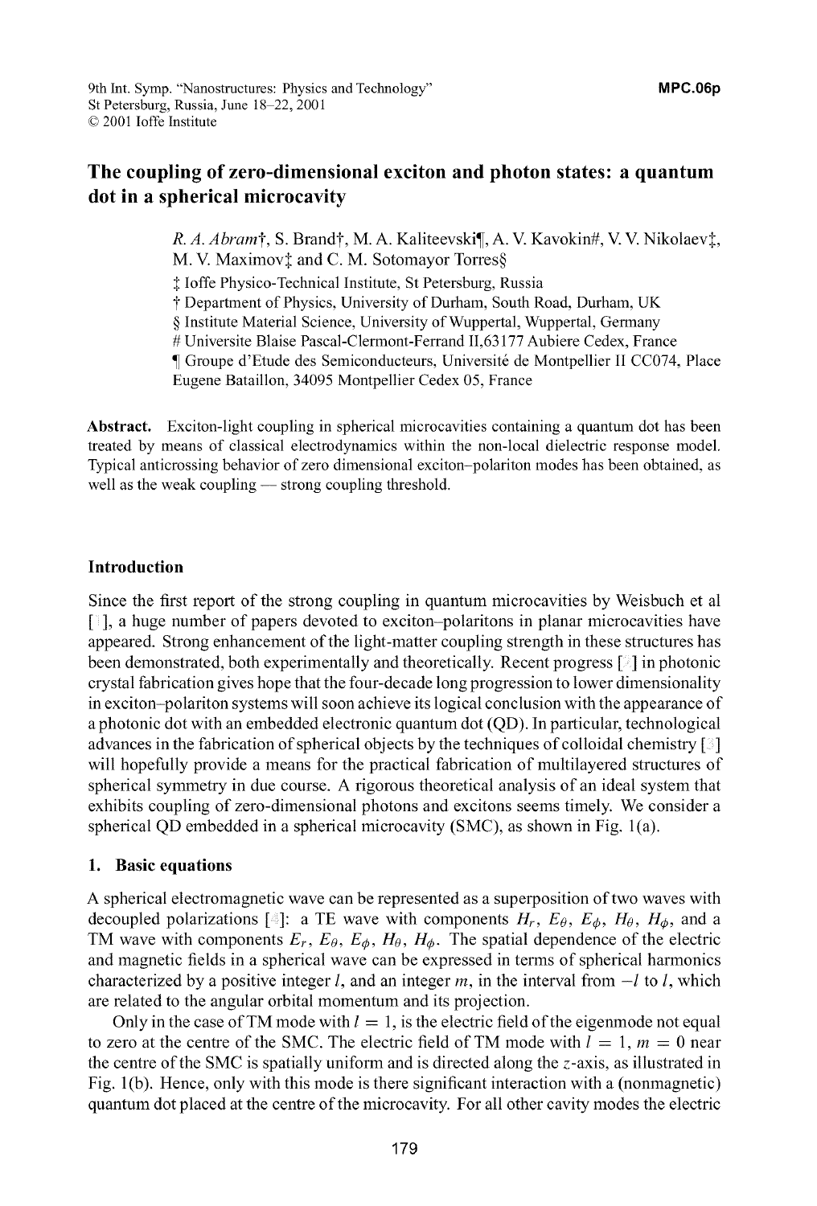# The coupling of zero-dimensional exciton and photon states: a quantum dot in a spherical microcavity

*R. A. Abram*†, S. Brand†, M. A. Kaliteevski¶, A. V. Kavokin#, V. V. Nikolaev‡, M. V. Maximov‡ and C. M. Sotomayor Torres§

‡ Ioffe Physico-Technical Institute, St Petersburg, Russia
† Department of Physics, University of Durham, South Road, Durham, UK
§ Institute Material Science, University of Wuppertal, Wuppertal, Germany
# Universite Blaise Pascal-Clermont-Ferrand II,63177 Aubiere Cedex, France
¶ Groupe d'Etude des Semiconducteurs, Université de Montpellier II CC074, Place Eugene Bataillon, 34095 Montpellier Cedex 05, France

**Abstract.** Exciton-light coupling in spherical microcavities containing a quantum dot has been treated by means of classical electrodynamics within the non-local dielectric response model. Typical anticrossing behavior of zero dimensional exciton–polariton modes has been obtained, as well as the weak coupling — strong coupling threshold.

## Introduction

Since the first report of the strong coupling in quantum microcavities by Weisbuch et al [1], a huge number of papers devoted to exciton–polaritons in planar microcavities have appeared. Strong enhancement of the light-matter coupling strength in these structures has been demonstrated, both experimentally and theoretically. Recent progress [2] in photonic crystal fabrication gives hope that the four-decade long progression to lower dimensionality in exciton–polariton systems will soon achieve its logical conclusion with the appearance of a photonic dot with an embedded electronic quantum dot (QD). In particular, technological advances in the fabrication of spherical objects by the techniques of colloidal chemistry [3] will hopefully provide a means for the practical fabrication of multilayered structures of spherical symmetry in due course. A rigorous theoretical analysis of an ideal system that exhibits coupling of zero-dimensional photons and excitons seems timely. We consider a spherical QD embedded in a spherical microcavity (SMC), as shown in Fig. 1(a).

## 1. Basic equations

A spherical electromagnetic wave can be represented as a superposition of two waves with decoupled polarizations [4]: a TE wave with components $H_r$, $E_\theta$, $E_\phi$, $H_\theta$, $H_\phi$, and a TM wave with components $E_r$, $E_\theta$, $E_\phi$, $H_\theta$, $H_\phi$. The spatial dependence of the electric and magnetic fields in a spherical wave can be expressed in terms of spherical harmonics characterized by a positive integer $l$, and an integer $m$, in the interval from $-l$ to $l$, which are related to the angular orbital momentum and its projection.

Only in the case of TM mode with $l = 1$, is the electric field of the eigenmode not equal to zero at the centre of the SMC. The electric field of TM mode with $l = 1$, $m = 0$ near the centre of the SMC is spatially uniform and is directed along the $z$-axis, as illustrated in Fig. 1(b). Hence, only with this mode is there significant interaction with a (nonmagnetic) quantum dot placed at the centre of the microcavity. For all other cavity modes the electric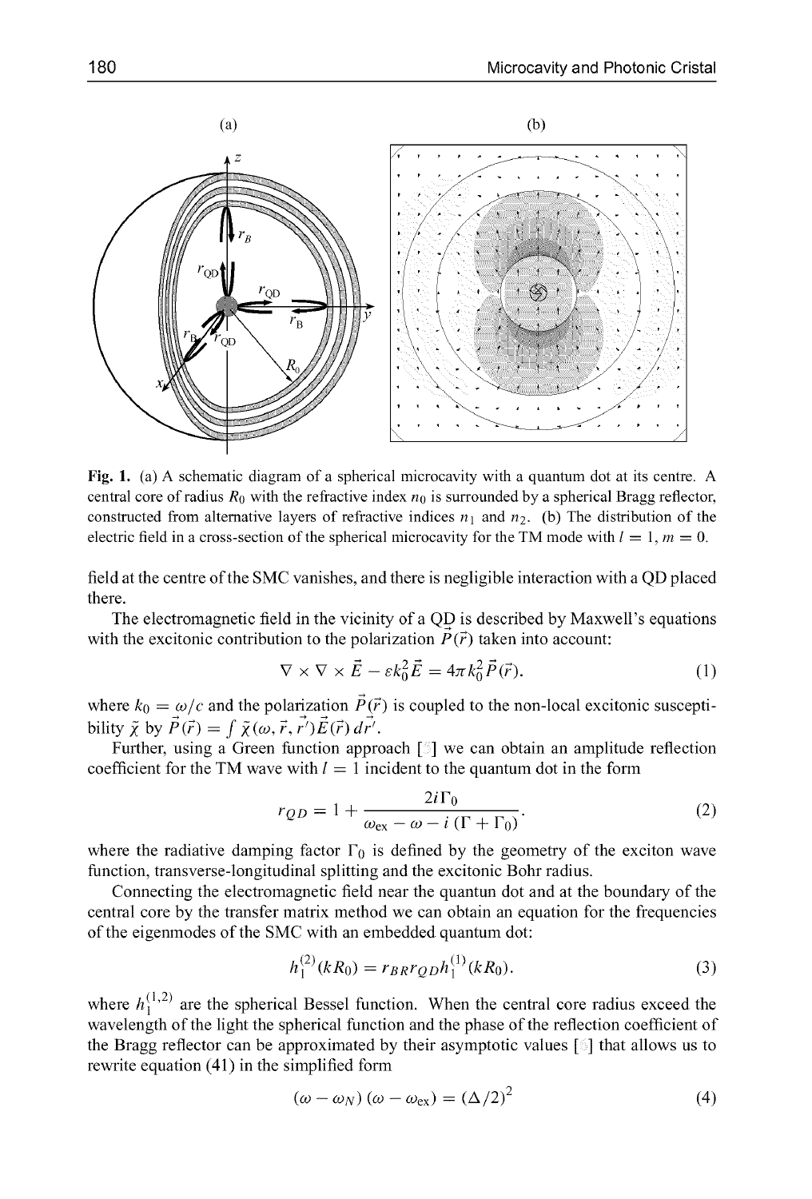Fig. 1. (a) A schematic diagram of a spherical microcavity with a quantum dot at its centre. A central core of radius $R_0$ with the refractive index $n_0$ is surrounded by a spherical Bragg reflector, constructed from alternative layers of refractive indices $n_1$ and $n_2$. (b) The distribution of the electric field in a cross-section of the spherical microcavity for the TM mode with $l = 1, m = 0$.

field at the centre of the SMC vanishes, and there is negligible interaction with a QD placed there.

The electromagnetic field in the vicinity of a QD is described by Maxwell's equations with the excitonic contribution to the polarization $\vec{P}(\vec{r})$ taken into account:

$$\nabla \times \nabla \times \vec{E} - \varepsilon k_0^2 \vec{E} = 4\pi k_0^2 \vec{P}(\vec{r}). \tag{1}$$

where $k_0 = \omega/c$ and the polarization $\vec{P}(\vec{r})$ is coupled to the non-local excitonic susceptibility $\tilde{\chi}$ by $\vec{P}(\vec{r}) = \int \tilde{\chi}(\omega, \vec{r}, \vec{r}') \vec{E}(\vec{r}) \, d\vec{r}'$.

Further, using a Green function approach [ ] we can obtain an amplitude reflection coefficient for the TM wave with $l = 1$ incident to the quantum dot in the form

$$r_{QD} = 1 + \frac{2i\Gamma_0}{\omega_{\text{ex}} - \omega - i\,(\Gamma + \Gamma_0)}. \tag{2}$$

where the radiative damping factor $\Gamma_0$ is defined by the geometry of the exciton wave function, transverse-longitudinal splitting and the excitonic Bohr radius.

Connecting the electromagnetic field near the quantum dot and at the boundary of the central core by the transfer matrix method we can obtain an equation for the frequencies of the eigenmodes of the SMC with an embedded quantum dot:

$$h_1^{(2)}(kR_0) = r_{BR} r_{QD} h_1^{(1)}(kR_0). \tag{3}$$

where $h_1^{(1,2)}$ are the spherical Bessel function. When the central core radius exceed the wavelength of the light the spherical function and the phase of the reflection coefficient of the Bragg reflector can be approximated by their asymptotic values [ ] that allows us to rewrite equation (41) in the simplified form

$$(\omega - \omega_N)(\omega - \omega_{\text{ex}}) = (\Delta/2)^2 \tag{4}$$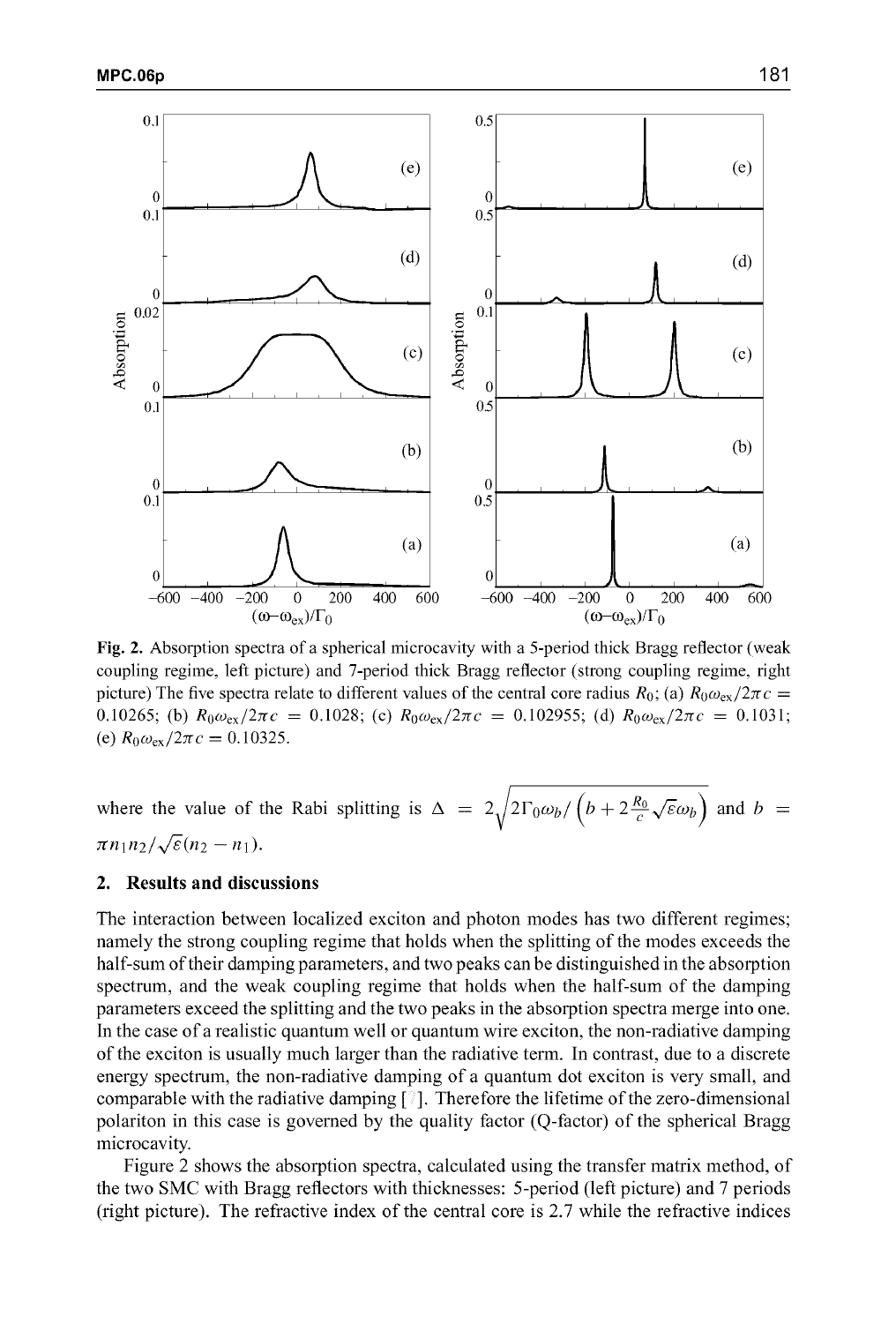**Fig. 2.** Absorption spectra of a spherical microcavity with a 5-period thick Bragg reflector (weak coupling regime, left picture) and 7-period thick Bragg reflector (strong coupling regime, right picture) The five spectra relate to different values of the central core radius $R_0$; (a) $R_0\omega_{ex}/2\pi c = 0.10265$; (b) $R_0\omega_{ex}/2\pi c = 0.1028$; (c) $R_0\omega_{ex}/2\pi c = 0.102955$; (d) $R_0\omega_{ex}/2\pi c = 0.1031$; (e) $R_0\omega_{ex}/2\pi c = 0.10325$.

where the value of the Rabi splitting is $\Delta = 2\sqrt{2\Gamma_0\omega_b/\left(b + 2\frac{R_0}{c}\sqrt{\varepsilon}\omega_b\right)}$ and $b = \pi n_1 n_2/\sqrt{\varepsilon}(n_2 - n_1)$.

## 2. Results and discussions

The interaction between localized exciton and photon modes has two different regimes; namely the strong coupling regime that holds when the splitting of the modes exceeds the half-sum of their damping parameters, and two peaks can be distinguished in the absorption spectrum, and the weak coupling regime that holds when the half-sum of the damping parameters exceed the splitting and the two peaks in the absorption spectra merge into one. In the case of a realistic quantum well or quantum wire exciton, the non-radiative damping of the exciton is usually much larger than the radiative term. In contrast, due to a discrete energy spectrum, the non-radiative damping of a quantum dot exciton is very small, and comparable with the radiative damping [7]. Therefore the lifetime of the zero-dimensional polariton in this case is governed by the quality factor (Q-factor) of the spherical Bragg microcavity.

Figure 2 shows the absorption spectra, calculated using the transfer matrix method, of the two SMC with Bragg reflectors with thicknesses: 5-period (left picture) and 7 periods (right picture). The refractive index of the central core is 2.7 while the refractive indices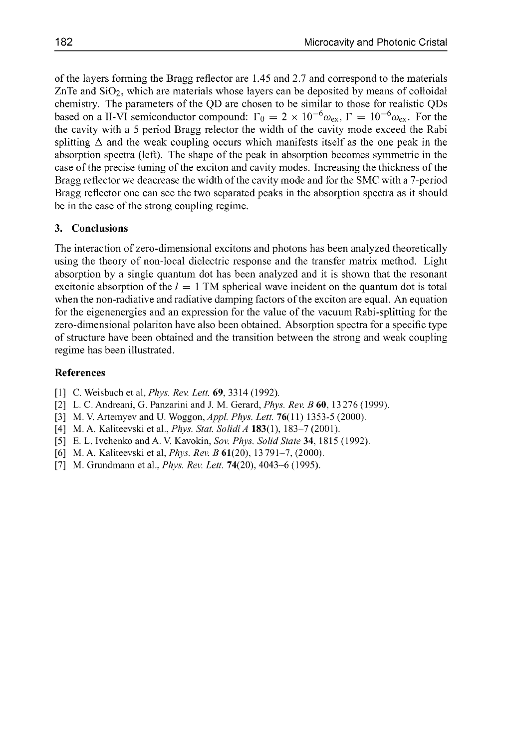of the layers forming the Bragg reflector are 1.45 and 2.7 and correspond to the materials ZnTe and $SiO_2$, which are materials whose layers can be deposited by means of colloidal chemistry. The parameters of the QD are chosen to be similar to those for realistic QDs based on a II-VI semiconductor compound: $\Gamma_0 = 2 \times 10^{-6}\omega_{ex}$, $\Gamma = 10^{-6}\omega_{ex}$. For the the cavity with a 5 period Bragg relector the width of the cavity mode exceed the Rabi splitting $\Delta$ and the weak coupling occurs which manifests itself as the one peak in the absorption spectra (left). The shape of the peak in absorption becomes symmetric in the case of the precise tuning of the exciton and cavity modes. Increasing the thickness of the Bragg reflector we deacrease the width of the cavity mode and for the SMC with a 7-period Bragg reflector one can see the two separated peaks in the absorption spectra as it should be in the case of the strong coupling regime.

## 3. Conclusions

The interaction of zero-dimensional excitons and photons has been analyzed theoretically using the theory of non-local dielectric response and the transfer matrix method. Light absorption by a single quantum dot has been analyzed and it is shown that the resonant excitonic absorption of the $l = 1$ TM spherical wave incident on the quantum dot is total when the non-radiative and radiative damping factors of the exciton are equal. An equation for the eigenenergies and an expression for the value of the vacuum Rabi-splitting for the zero-dimensional polariton have also been obtained. Absorption spectra for a specific type of structure have been obtained and the transition between the strong and weak coupling regime has been illustrated.

### References

[1] C. Weisbuch et al, *Phys. Rev. Lett.* **69**, 3314 (1992).

[2] L. C. Andreani, G. Panzarini and J. M. Gerard, *Phys. Rev. B* **60**, 13 276 (1999).

[3] M. V. Artemyev and U. Woggon, *Appl. Phys. Lett.* **76**(11) 1353-5 (2000).

[4] M. A. Kaliteevski et al., *Phys. Stat. Solidi A* **183**(1), 183–7 (2001).

[5] E. L. Ivchenko and A. V. Kavokin, *Sov. Phys. Solid State* **34**, 1815 (1992).

[6] M. A. Kaliteevski et al, *Phys. Rev. B* **61**(20), 13 791–7, (2000).

[7] M. Grundmann et al., *Phys. Rev. Lett.* **74**(20), 4043–6 (1995).